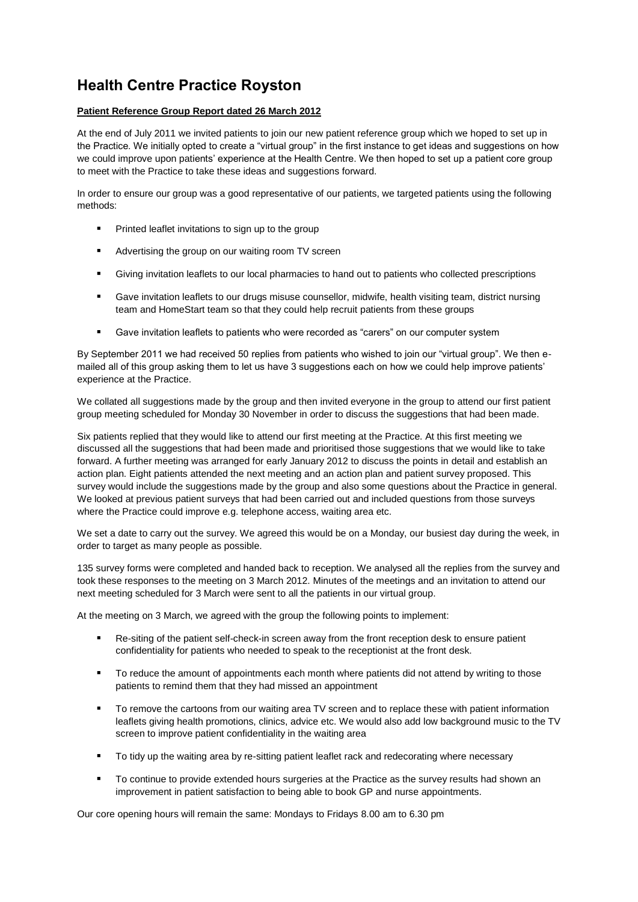# Health Centre Practice Royston

**Patient Reference Group Report dated 26 March 2012**

At the end of July 2011 we invited patients to join our new patient reference group which we hoped to set up in the Practice. We initially opted to create a "virtual group" in the first instance to get ideas and suggestions on how we could improve upon patients' experience at the Health Centre. We then hoped to set up a patient core group to meet with the Practice to take these ideas and suggestions forward.

In order to ensure our group was a good representative of our patients, we targeted patients using the following methods:

- Printed leaflet invitations to sign up to the group
- Advertising the group on our waiting room TV screen
- Giving invitation leaflets to our local pharmacies to hand out to patients who collected prescriptions
- Gave invitation leaflets to our drugs misuse counsellor, midwife, health visiting team, district nursing team and HomeStart team so that they could help recruit patients from these groups
- Gave invitation leaflets to patients who were recorded as "carers" on our computer system

By September 2011 we had received 50 replies from patients who wished to join our "virtual group". We then e-mailed all of this group asking them to let us have 3 suggestions each on how we could help improve patients' experience at the Practice.

We collated all suggestions made by the group and then invited everyone in the group to attend our first patient group meeting scheduled for Monday 30 November in order to discuss the suggestions that had been made.

Six patients replied that they would like to attend our first meeting at the Practice. At this first meeting we discussed all the suggestions that had been made and prioritised those suggestions that we would like to take forward. A further meeting was arranged for early January 2012 to discuss the points in detail and establish an action plan. Eight patients attended the next meeting and an action plan and patient survey proposed. This survey would include the suggestions made by the group and also some questions about the Practice in general. We looked at previous patient surveys that had been carried out and included questions from those surveys where the Practice could improve e.g. telephone access, waiting area etc.

We set a date to carry out the survey. We agreed this would be on a Monday, our busiest day during the week, in order to target as many people as possible.

135 survey forms were completed and handed back to reception. We analysed all the replies from the survey and took these responses to the meeting on 3 March 2012. Minutes of the meetings and an invitation to attend our next meeting scheduled for 3 March were sent to all the patients in our virtual group.

At the meeting on 3 March, we agreed with the group the following points to implement:

- Re-siting of the patient self-check-in screen away from the front reception desk to ensure patient confidentiality for patients who needed to speak to the receptionist at the front desk.
- To reduce the amount of appointments each month where patients did not attend by writing to those patients to remind them that they had missed an appointment
- To remove the cartoons from our waiting area TV screen and to replace these with patient information leaflets giving health promotions, clinics, advice etc. We would also add low background music to the TV screen to improve patient confidentiality in the waiting area
- To tidy up the waiting area by re-sitting patient leaflet rack and redecorating where necessary
- To continue to provide extended hours surgeries at the Practice as the survey results had shown an improvement in patient satisfaction to being able to book GP and nurse appointments.

Our core opening hours will remain the same: Mondays to Fridays 8.00 am to 6.30 pm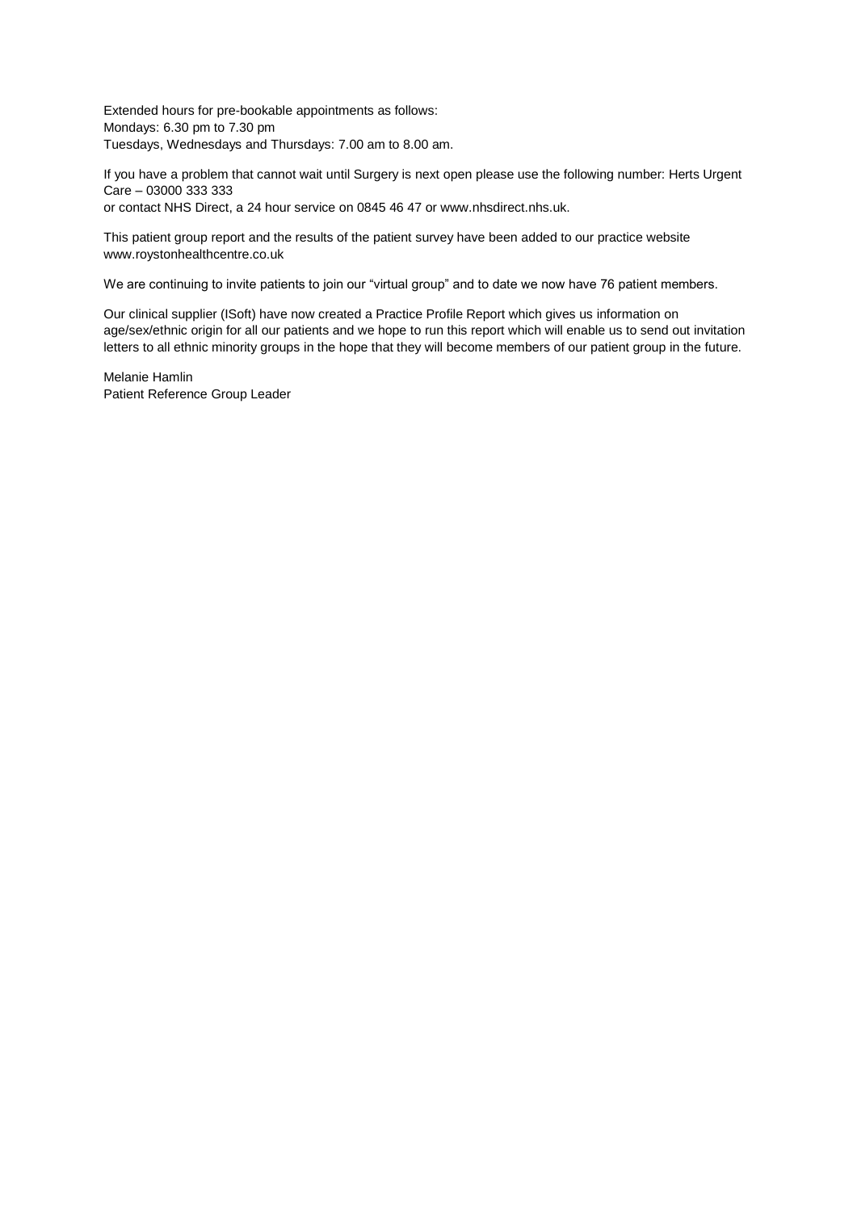Extended hours for pre-bookable appointments as follows:
Mondays: 6.30 pm to 7.30 pm
Tuesdays, Wednesdays and Thursdays: 7.00 am to 8.00 am.

If you have a problem that cannot wait until Surgery is next open please use the following number: Herts Urgent Care – 03000 333 333
or contact NHS Direct, a 24 hour service on 0845 46 47 or www.nhsdirect.nhs.uk.

This patient group report and the results of the patient survey have been added to our practice website www.roystonhealthcentre.co.uk

We are continuing to invite patients to join our "virtual group" and to date we now have 76 patient members.

Our clinical supplier (ISoft) have now created a Practice Profile Report which gives us information on age/sex/ethnic origin for all our patients and we hope to run this report which will enable us to send out invitation letters to all ethnic minority groups in the hope that they will become members of our patient group in the future.

Melanie Hamlin
Patient Reference Group Leader